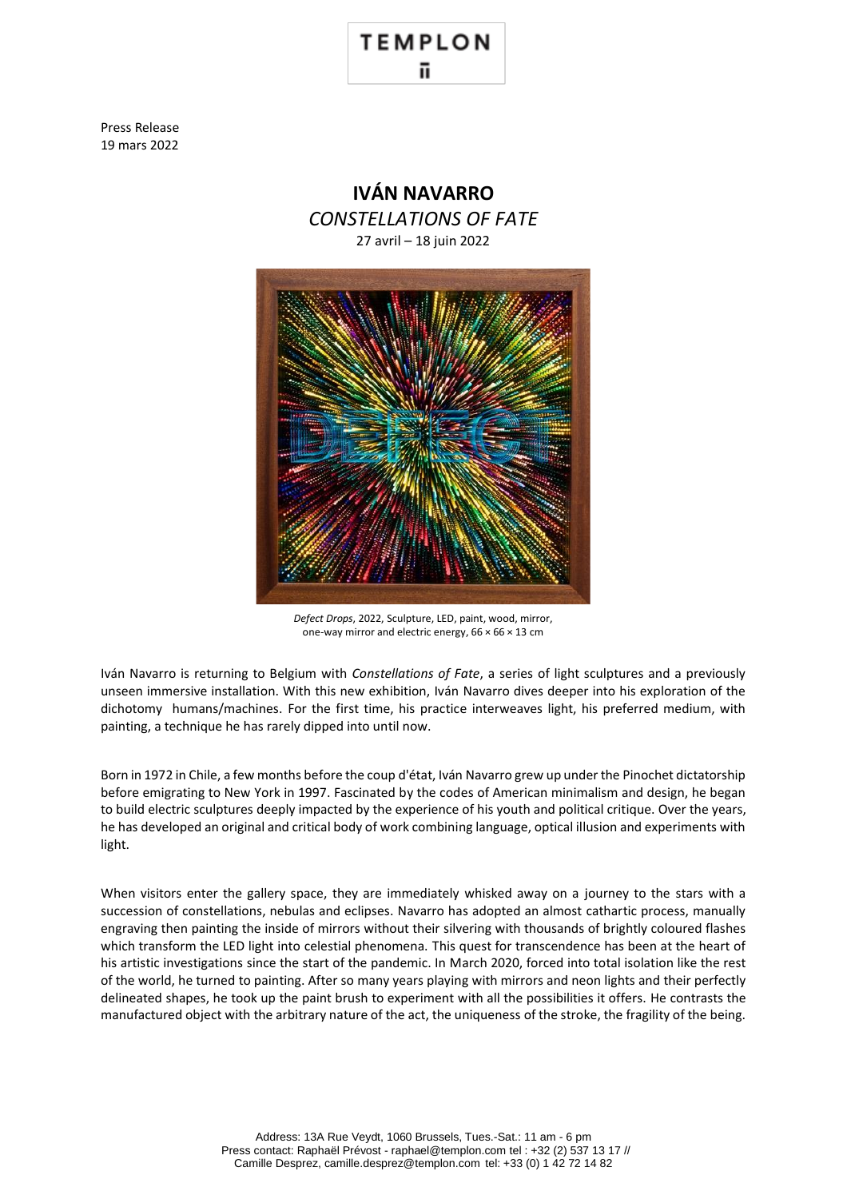TEMPLON

Press Release
19 mars 2022

# IVÁN NAVARRO

## *CONSTELLATIONS OF FATE*

27 avril – 18 juin 2022

*Defect Drops*, 2022, Sculpture, LED, paint, wood, mirror, one-way mirror and electric energy, 66 × 66 × 13 cm

Iván Navarro is returning to Belgium with *Constellations of Fate*, a series of light sculptures and a previously unseen immersive installation. With this new exhibition, Iván Navarro dives deeper into his exploration of the dichotomy humans/machines. For the first time, his practice interweaves light, his preferred medium, with painting, a technique he has rarely dipped into until now.

Born in 1972 in Chile, a few months before the coup d'état, Iván Navarro grew up under the Pinochet dictatorship before emigrating to New York in 1997. Fascinated by the codes of American minimalism and design, he began to build electric sculptures deeply impacted by the experience of his youth and political critique. Over the years, he has developed an original and critical body of work combining language, optical illusion and experiments with light.

When visitors enter the gallery space, they are immediately whisked away on a journey to the stars with a succession of constellations, nebulas and eclipses. Navarro has adopted an almost cathartic process, manually engraving then painting the inside of mirrors without their silvering with thousands of brightly coloured flashes which transform the LED light into celestial phenomena. This quest for transcendence has been at the heart of his artistic investigations since the start of the pandemic. In March 2020, forced into total isolation like the rest of the world, he turned to painting. After so many years playing with mirrors and neon lights and their perfectly delineated shapes, he took up the paint brush to experiment with all the possibilities it offers. He contrasts the manufactured object with the arbitrary nature of the act, the uniqueness of the stroke, the fragility of the being.

Address: 13A Rue Veydt, 1060 Brussels, Tues.-Sat.: 11 am - 6 pm
Press contact: Raphaël Prévost - raphael@templon.com tel : +32 (2) 537 13 17 //
Camille Desprez, camille.desprez@templon.com tel: +33 (0) 1 42 72 14 82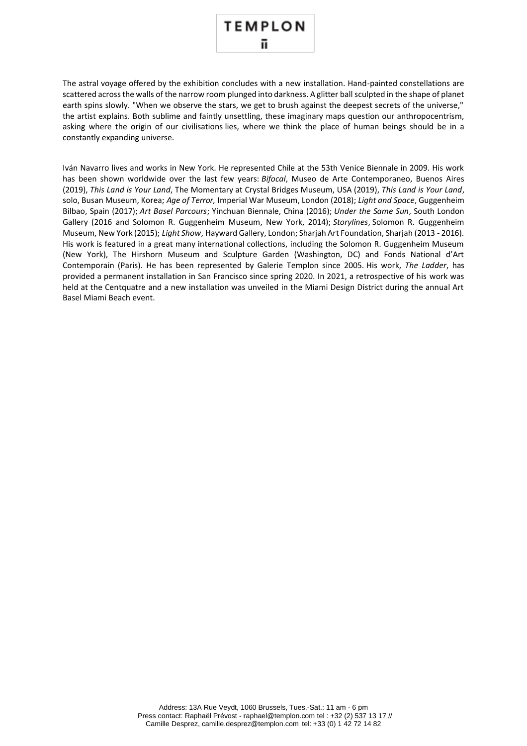The astral voyage offered by the exhibition concludes with a new installation. Hand-painted constellations are scattered across the walls of the narrow room plunged into darkness. A glitter ball sculpted in the shape of planet earth spins slowly. "When we observe the stars, we get to brush against the deepest secrets of the universe," the artist explains. Both sublime and faintly unsettling, these imaginary maps question our anthropocentrism, asking where the origin of our civilisations lies, where we think the place of human beings should be in a constantly expanding universe.

Iván Navarro lives and works in New York. He represented Chile at the 53th Venice Biennale in 2009. His work has been shown worldwide over the last few years: *Bifocal*, Museo de Arte Contemporaneo, Buenos Aires (2019), *This Land is Your Land*, The Momentary at Crystal Bridges Museum, USA (2019), *This Land is Your Land*, solo, Busan Museum, Korea; *Age of Terror,* Imperial War Museum, London (2018); *Light and Space*, Guggenheim Bilbao, Spain (2017); *Art Basel Parcours*; Yinchuan Biennale, China (2016); *Under the Same Sun*, South London Gallery (2016 and Solomon R. Guggenheim Museum, New York, 2014); *Storylines*, Solomon R. Guggenheim Museum, New York (2015); *Light Show*, Hayward Gallery, London; Sharjah Art Foundation, Sharjah (2013 - 2016). His work is featured in a great many international collections, including the Solomon R. Guggenheim Museum (New York), The Hirshorn Museum and Sculpture Garden (Washington, DC) and Fonds National d'Art Contemporain (Paris). He has been represented by Galerie Templon since 2005. His work, *The Ladder*, has provided a permanent installation in San Francisco since spring 2020. In 2021, a retrospective of his work was held at the Centquatre and a new installation was unveiled in the Miami Design District during the annual Art Basel Miami Beach event.

Address: 13A Rue Veydt, 1060 Brussels, Tues.-Sat.: 11 am - 6 pm
Press contact: Raphaël Prévost - raphael@templon.com tel : +32 (2) 537 13 17 //
Camille Desprez, camille.desprez@templon.com tel: +33 (0) 1 42 72 14 82